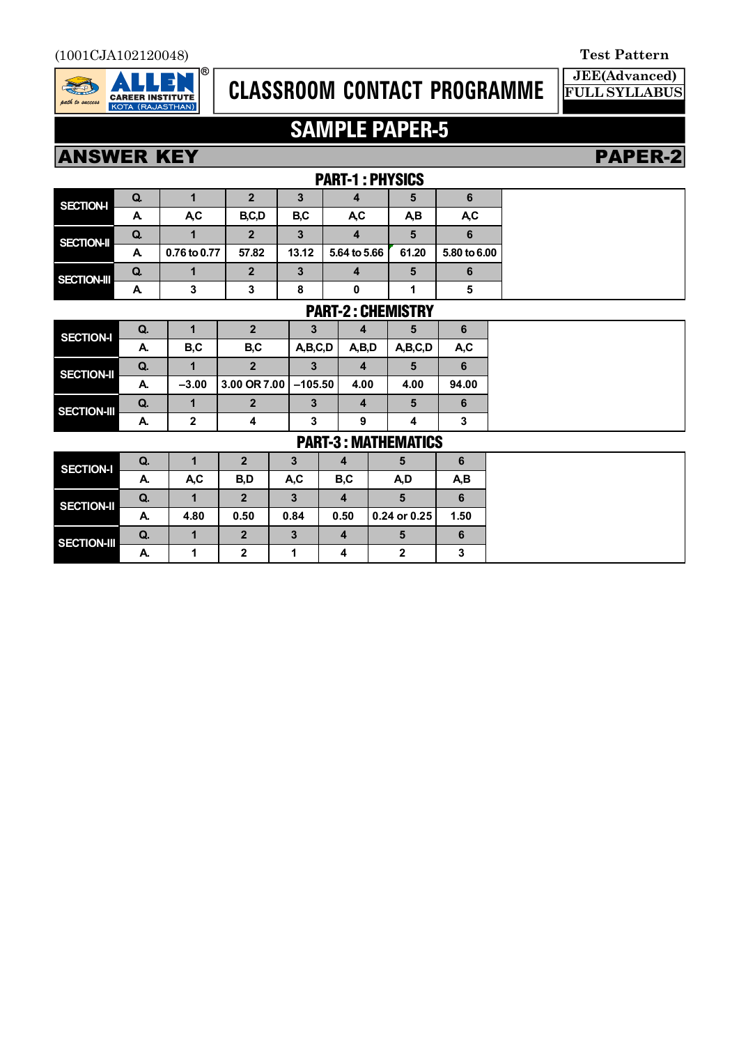(1001CJA102120048)

Test Pattern

ALLEN CAREER INSTITUTE KOTA (RAJASTHAN)

# CLASSROOM CONTACT PROGRAMME

JEE(Advanced) FULL SYLLABUS

## SAMPLE PAPER-5

## ANSWER KEY — PAPER-2

### PART-1 : PHYSICS

| | | | | | | | |
|---|---|---|---|---|---|---|---|
| SECTION-I | Q. | 1 | 2 | 3 | 4 | 5 | 6 |
| | A. | A,C | B,C,D | B,C | A,C | A,B | A,C |
| SECTION-II | Q. | 1 | 2 | 3 | 4 | 5 | 6 |
| | A. | 0.76 to 0.77 | 57.82 | 13.12 | 5.64 to 5.66 | 61.20 | 5.80 to 6.00 |
| SECTION-III | Q. | 1 | 2 | 3 | 4 | 5 | 6 |
| | A. | 3 | 3 | 8 | 0 | 1 | 5 |

### PART-2 : CHEMISTRY

| | | | | | | | |
|---|---|---|---|---|---|---|---|
| SECTION-I | Q. | 1 | 2 | 3 | 4 | 5 | 6 |
| | A. | B,C | B,C | A,B,C,D | A,B,D | A,B,C,D | A,C |
| SECTION-II | Q. | 1 | 2 | 3 | 4 | 5 | 6 |
| | A. | –3.00 | 3.00 OR 7.00 | –105.50 | 4.00 | 4.00 | 94.00 |
| SECTION-III | Q. | 1 | 2 | 3 | 4 | 5 | 6 |
| | A. | 2 | 4 | 3 | 9 | 4 | 3 |

### PART-3 : MATHEMATICS

| | | | | | | | |
|---|---|---|---|---|---|---|---|
| SECTION-I | Q. | 1 | 2 | 3 | 4 | 5 | 6 |
| | A. | A,C | B,D | A,C | B,C | A,D | A,B |
| SECTION-II | Q. | 1 | 2 | 3 | 4 | 5 | 6 |
| | A. | 4.80 | 0.50 | 0.84 | 0.50 | 0.24 or 0.25 | 1.50 |
| SECTION-III | Q. | 1 | 2 | 3 | 4 | 5 | 6 |
| | A. | 1 | 2 | 1 | 4 | 2 | 3 |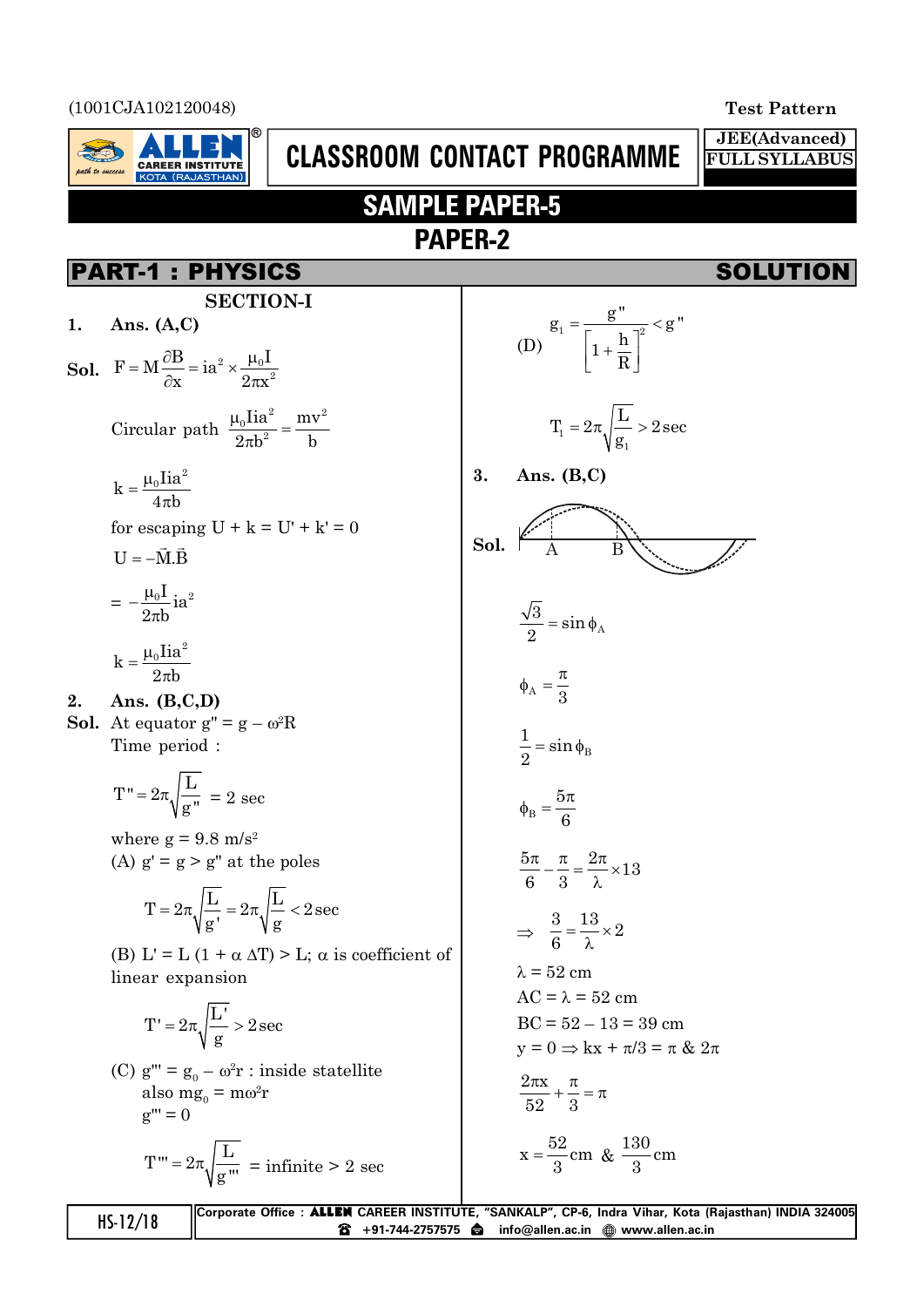(1001CJA102120048)

Test Pattern

JEE(Advanced) FULL SYLLABUS

# CLASSROOM CONTACT PROGRAMME

## SAMPLE PAPER-5

## PAPER-2

## PART-1 : PHYSICS — SOLUTION

### SECTION-I

**1. Ans. (A,C)**

**Sol.** $F = M\dfrac{\partial B}{\partial x} = ia^2 \times \dfrac{\mu_0 I}{2\pi x^2}$

Circular path $\dfrac{\mu_0 I i a^2}{2\pi b^2} = \dfrac{mv^2}{b}$

$k = \dfrac{\mu_0 I i a^2}{4\pi b}$

for escaping U + k = U' + k' = 0

$U = -\vec{M}.\vec{B}$

$= -\dfrac{\mu_0 I}{2\pi b} ia^2$

$k = \dfrac{\mu_0 I i a^2}{2\pi b}$

**2. Ans. (B,C,D)**

**Sol.** At equator $g'' = g - \omega^2 R$

Time period :

$T'' = 2\pi\sqrt{\dfrac{L}{g''}}$ = 2 sec

where $g = 9.8\ m/s^2$

(A) g' = g > g'' at the poles

$T = 2\pi\sqrt{\dfrac{L}{g'}} = 2\pi\sqrt{\dfrac{L}{g}} < 2\sec$

(B) $L' = L(1 + \alpha\,\Delta T) > L$; $\alpha$ is coefficient of linear expansion

$T' = 2\pi\sqrt{\dfrac{L'}{g}} > 2\sec$

(C) $g''' = g_0 - \omega^2 r$ : inside statellite

also $mg_0 = m\omega^2 r$

$g''' = 0$

$T''' = 2\pi\sqrt{\dfrac{L}{g'''}}$ = infinite > 2 sec

(D) $g_1 = \dfrac{g''}{\left[1 + \dfrac{h}{R}\right]^2} < g''$

$T_1 = 2\pi\sqrt{\dfrac{L}{g_1}} > 2\sec$

**3. Ans. (B,C)**

**Sol.** (Figure: wave with points A and B marked)

$\dfrac{\sqrt{3}}{2} = \sin\phi_A$

$\phi_A = \dfrac{\pi}{3}$

$\dfrac{1}{2} = \sin\phi_B$

$\phi_B = \dfrac{5\pi}{6}$

$\dfrac{5\pi}{6} - \dfrac{\pi}{3} = \dfrac{2\pi}{\lambda} \times 13$

$\Rightarrow \dfrac{3}{6} = \dfrac{13}{\lambda} \times 2$

$\lambda = 52$ cm

AC = $\lambda$ = 52 cm

BC = 52 – 13 = 39 cm

$y = 0 \Rightarrow kx + \pi/3 = \pi\ \&\ 2\pi$

$\dfrac{2\pi x}{52} + \dfrac{\pi}{3} = \pi$

$x = \dfrac{52}{3}$cm & $\dfrac{130}{3}$cm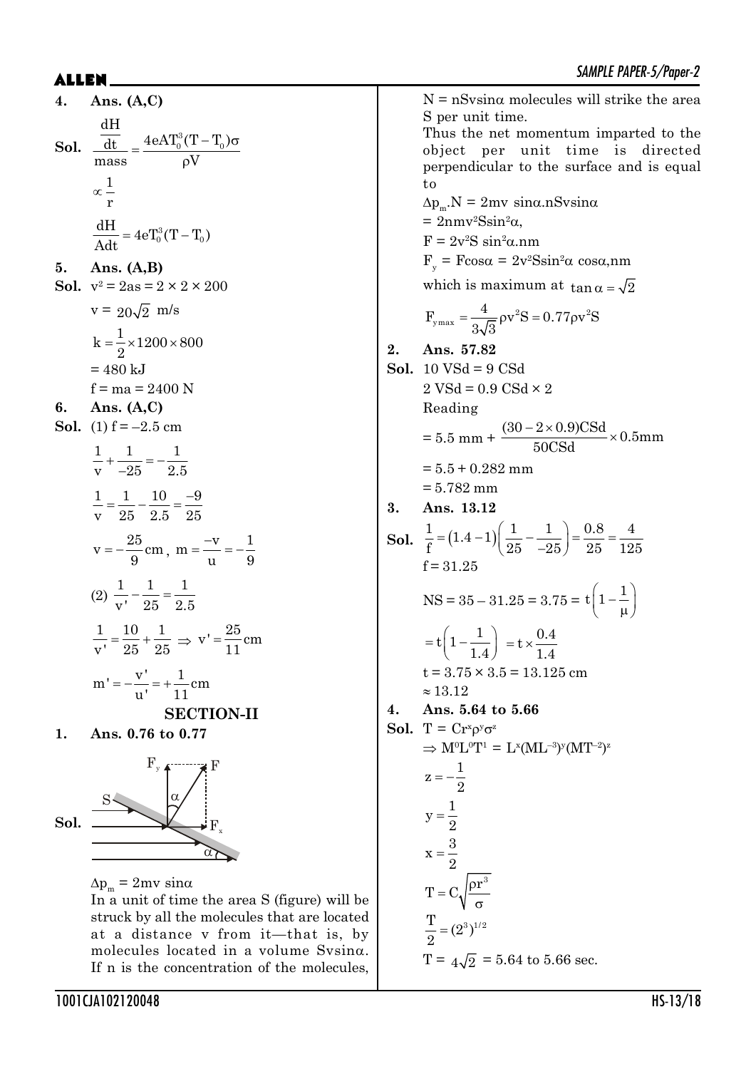**4. Ans. (A,C)**

**Sol.** $$\frac{\frac{dH}{dt}}{\text{mass}} = \frac{4eAT_0^3(T - T_0)\sigma}{\rho V}$$

$$\propto \frac{1}{r}$$

$$\frac{dH}{Adt} = 4eT_0^3(T - T_0)$$

**5. Ans. (A,B)**

**Sol.** $v^2 = 2as = 2 \times 2 \times 200$

$v = 20\sqrt{2}$ m/s

$k = \frac{1}{2} \times 1200 \times 800$

$= 480$ kJ

$f = ma = 2400$ N

**6. Ans. (A,C)**

**Sol.** (1) $f = -2.5$ cm

$$\frac{1}{v} + \frac{1}{-25} = -\frac{1}{2.5}$$

$$\frac{1}{v} = \frac{1}{25} - \frac{10}{2.5} = \frac{-9}{25}$$

$$v = -\frac{25}{9}\text{cm},\ m = \frac{-v}{u} = -\frac{1}{9}$$

(2) $$\frac{1}{v'} - \frac{1}{25} = \frac{1}{2.5}$$

$$\frac{1}{v'} = \frac{10}{25} + \frac{1}{25} \Rightarrow v' = \frac{25}{11}\text{cm}$$

$$m' = -\frac{v'}{u'} = +\frac{1}{11}\text{cm}$$

## SECTION-II

**1. Ans. 0.76 to 0.77**

**Sol.**

$\Delta p_m = 2mv \sin\alpha$

In a unit of time the area S (figure) will be struck by all the molecules that are located at a distance v from it—that is, by molecules located in a volume $Sv\sin\alpha$. If n is the concentration of the molecules, $N = nSv\sin\alpha$ molecules will strike the area S per unit time.

Thus the net momentum imparted to the object per unit time is directed perpendicular to the surface and is equal to

$\Delta p_m.N = 2mv \sin\alpha.nSv\sin\alpha$

$= 2nmv^2S\sin^2\alpha,$

$F = 2v^2S \sin^2\alpha.nm$

$F_y = F\cos\alpha = 2v^2S\sin^2\alpha \cos\alpha, nm$

which is maximum at $\tan\alpha = \sqrt{2}$

$$F_{y\max} = \frac{4}{3\sqrt{3}}\rho v^2 S = 0.77\rho v^2 S$$

**2. Ans. 57.82**

**Sol.** 10 VSd = 9 CSd

2 VSd = 0.9 CSd × 2

Reading

$$= 5.5\text{ mm} + \frac{(30 - 2 \times 0.9)\text{CSd}}{50\text{CSd}} \times 0.5\text{mm}$$

$= 5.5 + 0.282$ mm

$= 5.782$ mm

**3. Ans. 13.12**

**Sol.** $$\frac{1}{f} = (1.4 - 1)\left(\frac{1}{25} - \frac{1}{-25}\right) = \frac{0.8}{25} = \frac{4}{125}$$

$f = 31.25$

$$NS = 35 - 31.25 = 3.75 = t\left(1 - \frac{1}{\mu}\right)$$

$$= t\left(1 - \frac{1}{1.4}\right) = t \times \frac{0.4}{1.4}$$

$t = 3.75 \times 3.5 = 13.125$ cm

$\approx 13.12$

**4. Ans. 5.64 to 5.66**

**Sol.** $T = Cr^x\rho^y\sigma^z$

$\Rightarrow M^0L^0T^1 = L^x(ML^{-3})^y(MT^{-2})^z$

$z = -\frac{1}{2}$

$y = \frac{1}{2}$

$x = \frac{3}{2}$

$$T = C\sqrt{\frac{\rho r^3}{\sigma}}$$

$$\frac{T}{2} = (2^3)^{1/2}$$

$T = 4\sqrt{2} = 5.64$ to $5.66$ sec.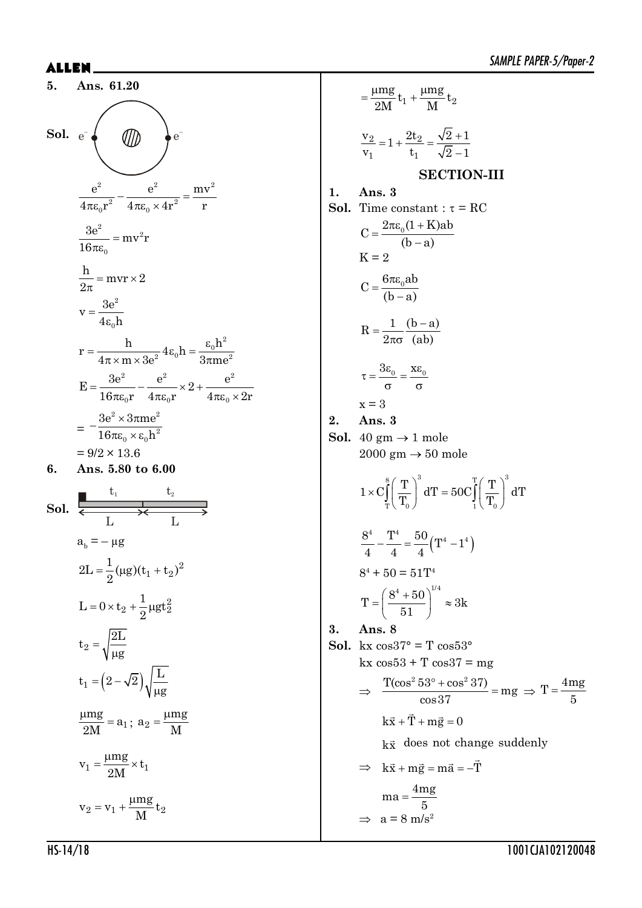**5. Ans. 61.20**

**Sol.** $e^-$ (nucleus) $e^-$

$$\frac{e^2}{4\pi\varepsilon_0 r^2} - \frac{e^2}{4\pi\varepsilon_0 \times 4r^2} = \frac{mv^2}{r}$$

$$\frac{3e^2}{16\pi\varepsilon_0} = mv^2 r$$

$$\frac{h}{2\pi} = mvr \times 2$$

$$v = \frac{3e^2}{4\varepsilon_0 h}$$

$$r = \frac{h}{4\pi \times m \times 3e^2} 4\varepsilon_0 h = \frac{\varepsilon_0 h^2}{3\pi m e^2}$$

$$E = \frac{3e^2}{16\pi\varepsilon_0 r} - \frac{e^2}{4\pi\varepsilon_0 r} \times 2 + \frac{e^2}{4\pi\varepsilon_0 \times 2r}$$

$$= -\frac{3e^2 \times 3\pi m e^2}{16\pi\varepsilon_0 \times \varepsilon_0 h^2}$$

$= 9/2 \times 13.6$

**6. Ans. 5.80 to 6.00**

**Sol.** (block on plank; segments $t_1$, $t_2$ over lengths $L$, $L$)

$$a_b = -\mu g$$

$$2L = \frac{1}{2}(\mu g)(t_1 + t_2)^2$$

$$L = 0 \times t_2 + \frac{1}{2}\mu g t_2^2$$

$$t_2 = \sqrt{\frac{2L}{\mu g}}$$

$$t_1 = \left(2 - \sqrt{2}\right)\sqrt{\frac{L}{\mu g}}$$

$$\frac{\mu mg}{2M} = a_1;\ a_2 = \frac{\mu mg}{M}$$

$$v_1 = \frac{\mu mg}{2M} \times t_1$$

$$v_2 = v_1 + \frac{\mu mg}{M} t_2$$

$$= \frac{\mu mg}{2M} t_1 + \frac{\mu mg}{M} t_2$$

$$\frac{v_2}{v_1} = 1 + \frac{2t_2}{t_1} = \frac{\sqrt{2}+1}{\sqrt{2}-1}$$

## SECTION-III

**1. Ans. 3**

**Sol.** Time constant : $\tau = RC$

$$C = \frac{2\pi\varepsilon_0(1+K)ab}{(b-a)}$$

$K = 2$

$$C = \frac{6\pi\varepsilon_0 ab}{(b-a)}$$

$$R = \frac{1}{2\pi\sigma}\frac{(b-a)}{(ab)}$$

$$\tau = \frac{3\varepsilon_0}{\sigma} = \frac{x\varepsilon_0}{\sigma}$$

$x = 3$

**2. Ans. 3**

**Sol.** 40 gm $\rightarrow$ 1 mole

2000 gm $\rightarrow$ 50 mole

$$1 \times C\int_T^8 \left(\frac{T}{T_0}\right)^3 dT = 50C\int_1^T \left(\frac{T}{T_0}\right)^3 dT$$

$$\frac{8^4}{4} - \frac{T^4}{4} = \frac{50}{4}\left(T^4 - 1^4\right)$$

$$8^4 + 50 = 51T^4$$

$$T = \left(\frac{8^4 + 50}{51}\right)^{1/4} \approx 3k$$

**3. Ans. 8**

**Sol.** $kx\cos 37° = T\cos 53°$

$kx\cos 53 + T\cos 37 = mg$

$$\Rightarrow \frac{T(\cos^2 53° + \cos^2 37)}{\cos 37} = mg \Rightarrow T = \frac{4mg}{5}$$

$$k\vec{x} + \vec{T} + m\vec{g} = 0$$

$k\vec{x}$ does not change suddenly

$$\Rightarrow k\vec{x} + m\vec{g} = m\vec{a} = -\vec{T}$$

$$ma = \frac{4mg}{5}$$

$\Rightarrow a = 8\ m/s^2$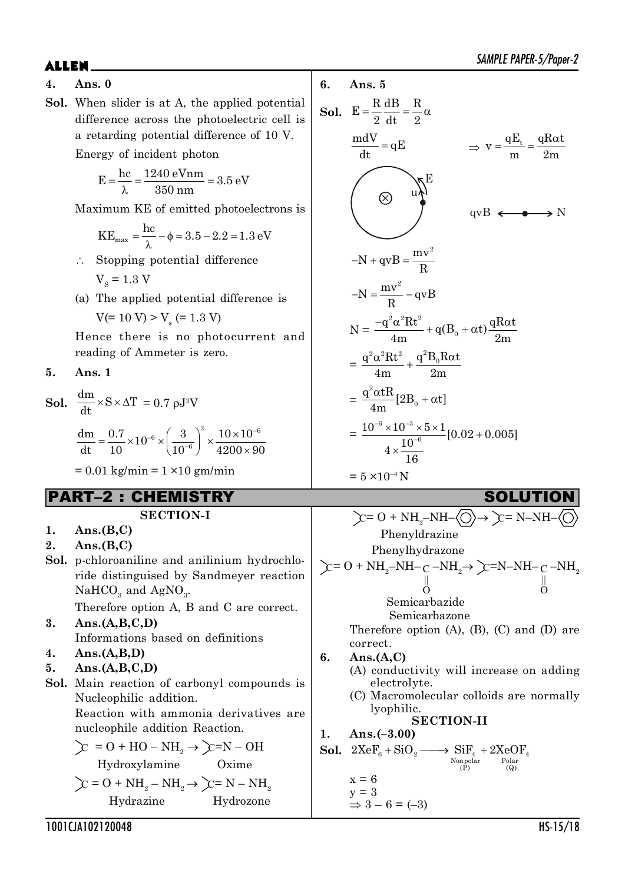**4. Ans. 0**

**Sol.** When slider is at A, the applied potential difference across the photoelectric cell is a retarding potential difference of 10 V.

Energy of incident photon

$$E = \frac{hc}{\lambda} = \frac{1240\ \text{eVnm}}{350\ \text{nm}} = 3.5\ \text{eV}$$

Maximum KE of emitted photoelectrons is

$$KE_{max} = \frac{hc}{\lambda} - \phi = 3.5 - 2.2 = 1.3\ \text{eV}$$

$\therefore$ Stopping potential difference

$V_S = 1.3$ V

(a) The applied potential difference is

$V (= 10\ V) > V_s\ (= 1.3\ V)$

Hence there is no photocurrent and reading of Ammeter is zero.

**5. Ans. 1**

**Sol.** $\frac{dm}{dt} \times S \times \Delta T = 0.7\ \rho J^2 V$

$$\frac{dm}{dt} = \frac{0.7}{10} \times 10^{-6} \times \left(\frac{3}{10^{-6}}\right)^2 \times \frac{10 \times 10^{-6}}{4200 \times 90}$$

$= 0.01$ kg/min $= 1 \times 10$ gm/min

**6. Ans. 5**

**Sol.** $E = \frac{R}{2}\frac{dB}{dt} = \frac{R}{2}\alpha$

$\frac{mdV}{dt} = qE \qquad \Rightarrow v = \frac{qE_t}{m} = \frac{qR\alpha t}{2m}$

(Figure: circle with magnetic field into the page ⊗, velocity u and field E tangential at the rim; force diagram qvB ←•→ N)

$$-N + qvB = \frac{mv^2}{R}$$

$$-N = \frac{mv^2}{R} - qvB$$

$$N = \frac{-q^2\alpha^2 R t^2}{4m} + q(B_0 + \alpha t)\frac{qR\alpha t}{2m}$$

$$= \frac{q^2\alpha^2 R t^2}{4m} + \frac{q^2 B_0 R\alpha t}{2m}$$

$$= \frac{q^2\alpha t R}{4m}[2B_0 + \alpha t]$$

$$= \frac{10^{-6} \times 10^{-3} \times 5 \times 1}{4 \times \frac{10^{-6}}{16}}[0.02 + 0.005]$$

$= 5 \times 10^{-4}$ N

## PART–2 : CHEMISTRY SOLUTION

### SECTION-I

**1. Ans.(B,C)**

**2. Ans.(B,C)**

**Sol.** p-chloroaniline and anilinium hydrochloride distinguised by Sandmeyer reaction $NaHCO_3$ and $AgNO_3$.

Therefore option A, B and C are correct.

**3. Ans.(A,B,C,D)**

Informations based on definitions

**4. Ans.(A,B,D)**

**5. Ans.(A,B,C,D)**

**Sol.** Main reaction of carbonyl compounds is Nucleophilic addition.

Reaction with ammonia derivatives are nucleophile addition Reaction.

$>C = O + HO - NH_2 \rightarrow\ >C=N - OH$
Hydroxylamine — Oxime

$>C = O + NH_2 - NH_2 \rightarrow\ >C= N - NH_2$
Hydrazine — Hydrozone

$>C= O + NH_2\text{–}NH\text{–}C_6H_5 \rightarrow\ >C= N\text{–}NH\text{–}C_6H_5$
Phenyldrazine — Phenylhydrazone

$>C= O + NH_2\text{–}NH\text{–}C(=O)\text{–}NH_2 \rightarrow\ >C=N\text{–}NH\text{–}C(=O)\text{–}NH_2$
Semicarbazide — Semicarbazone

Therefore option (A), (B), (C) and (D) are correct.

**6. Ans.(A,C)**

(A) conductivity will increase on adding electrolyte.

(C) Macromolecular colloids are normally lyophilic.

### SECTION-II

**1. Ans.(–3.00)**

**Sol.** $2XeF_6 + SiO_2 \longrightarrow \underset{\substack{\text{Non polar} \\ (P)}}{SiF_4} + \underset{\substack{\text{Polar} \\ (Q)}}{2XeOF_4}$

$x = 6$

$y = 3$

$\Rightarrow 3 - 6 = (-3)$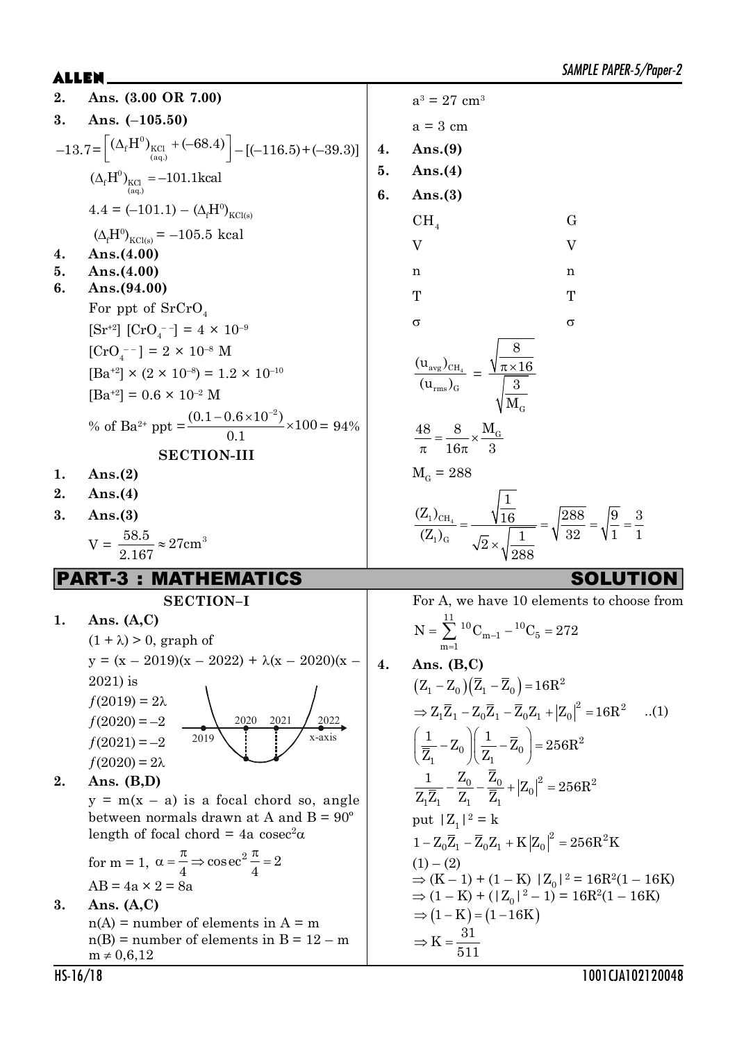**2.** **Ans. (3.00 OR 7.00)**

**3.** **Ans. (–105.50)**

$$-13.7=\left[(\Delta_f H^0)_{\underset{(aq.)}{KCl}}+(-68.4)\right]-[(-116.5)+(-39.3)]$$

$$(\Delta_f H^0)_{\underset{(aq.)}{KCl}}=-101.1\text{kcal}$$

$$4.4=(-101.1)-(\Delta_f H^0)_{KCl(s)}$$

$$(\Delta_f H^0)_{KCl(s)}=-105.5\text{ kcal}$$

**4.** **Ans.(4.00)**

**5.** **Ans.(4.00)**

**6.** **Ans.(94.00)**

For ppt of $SrCrO_4$

$[Sr^{+2}]\ [CrO_4^{--}] = 4\times10^{-9}$

$[CrO_4^{--}] = 2\times10^{-8}$ M

$[Ba^{+2}]\times(2\times10^{-8}) = 1.2\times10^{-10}$

$[Ba^{+2}] = 0.6\times10^{-2}$ M

$$\text{\% of } Ba^{2+} \text{ ppt} = \frac{(0.1-0.6\times10^{-2})}{0.1}\times100 = 94\%$$

### SECTION-III

**1.** **Ans.(2)**

**2.** **Ans.(4)**

**3.** **Ans.(3)**

$$V=\frac{58.5}{2.167}\approx 27\text{cm}^3$$

$a^3 = 27\text{ cm}^3$

$a = 3$ cm

**4.** **Ans.(9)**

**5.** **Ans.(4)**

**6.** **Ans.(3)**

| $CH_4$ | G |
|---|---|
| V | V |
| n | n |
| T | T |
| σ | σ |

$$\frac{(u_{avg})_{CH_4}}{(u_{rms})_G}=\frac{\sqrt{\frac{8}{\pi\times16}}}{\sqrt{\frac{3}{M_G}}}$$

$$\frac{48}{\pi}=\frac{8}{16\pi}\times\frac{M_G}{3}$$

$M_G = 288$

$$\frac{(Z_1)_{CH_4}}{(Z_1)_G}=\frac{\sqrt{\frac{1}{16}}}{\sqrt{2}\times\sqrt{\frac{1}{288}}}=\sqrt{\frac{288}{32}}=\sqrt{\frac{9}{1}}=\frac{3}{1}$$

## PART-3 : MATHEMATICS SOLUTION

### SECTION–I

**1.** **Ans. (A,C)**

$(1+\lambda) > 0$, graph of

$y = (x-2019)(x-2022) + \lambda(x-2020)(x-2021)$ is

$f(2019) = 2\lambda$

$f(2020) = -2$

$f(2021) = -2$

$f(2020) = 2\lambda$

**2.** **Ans. (B,D)**

$y = m(x-a)$ is a focal chord so, angle between normals drawn at A and B = 90°

length of focal chord = $4a\operatorname{cosec}^2\alpha$

for $m=1$, $\alpha=\frac{\pi}{4}\Rightarrow \operatorname{cosec}^2\frac{\pi}{4}=2$

$AB = 4a\times2 = 8a$

**3.** **Ans. (A,C)**

$n(A)$ = number of elements in A = m

$n(B)$ = number of elements in B = 12 – m

$m \neq 0,6,12$

For A, we have 10 elements to choose from

$$N=\sum_{m=1}^{11}{}^{10}C_{m-1}-{}^{10}C_5=272$$

**4.** **Ans. (B,C)**

$$(Z_1-Z_0)(\bar{Z}_1-\bar{Z}_0)=16R^2$$

$$\Rightarrow Z_1\bar{Z}_1-Z_0\bar{Z}_1-\bar{Z}_0Z_1+|Z_0|^2=16R^2 \quad ..(1)$$

$$\left(\frac{1}{\bar{Z}_1}-Z_0\right)\left(\frac{1}{Z_1}-\bar{Z}_0\right)=256R^2$$

$$\frac{1}{Z_1\bar{Z}_1}-\frac{Z_0}{Z_1}-\frac{\bar{Z}_0}{\bar{Z}_1}+|Z_0|^2=256R^2$$

put $|Z_1|^2 = k$

$$1-Z_0\bar{Z}_1-\bar{Z}_0Z_1+K|Z_0|^2=256R^2K$$

$(1)-(2)$

$\Rightarrow (K-1) + (1-K)\ |Z_0|^2 = 16R^2(1-16K)$

$\Rightarrow (1-K) + (|Z_0|^2 - 1) = 16R^2(1-16K)$

$\Rightarrow (1-K) = (1-16K)$

$$\Rightarrow K=\frac{31}{511}$$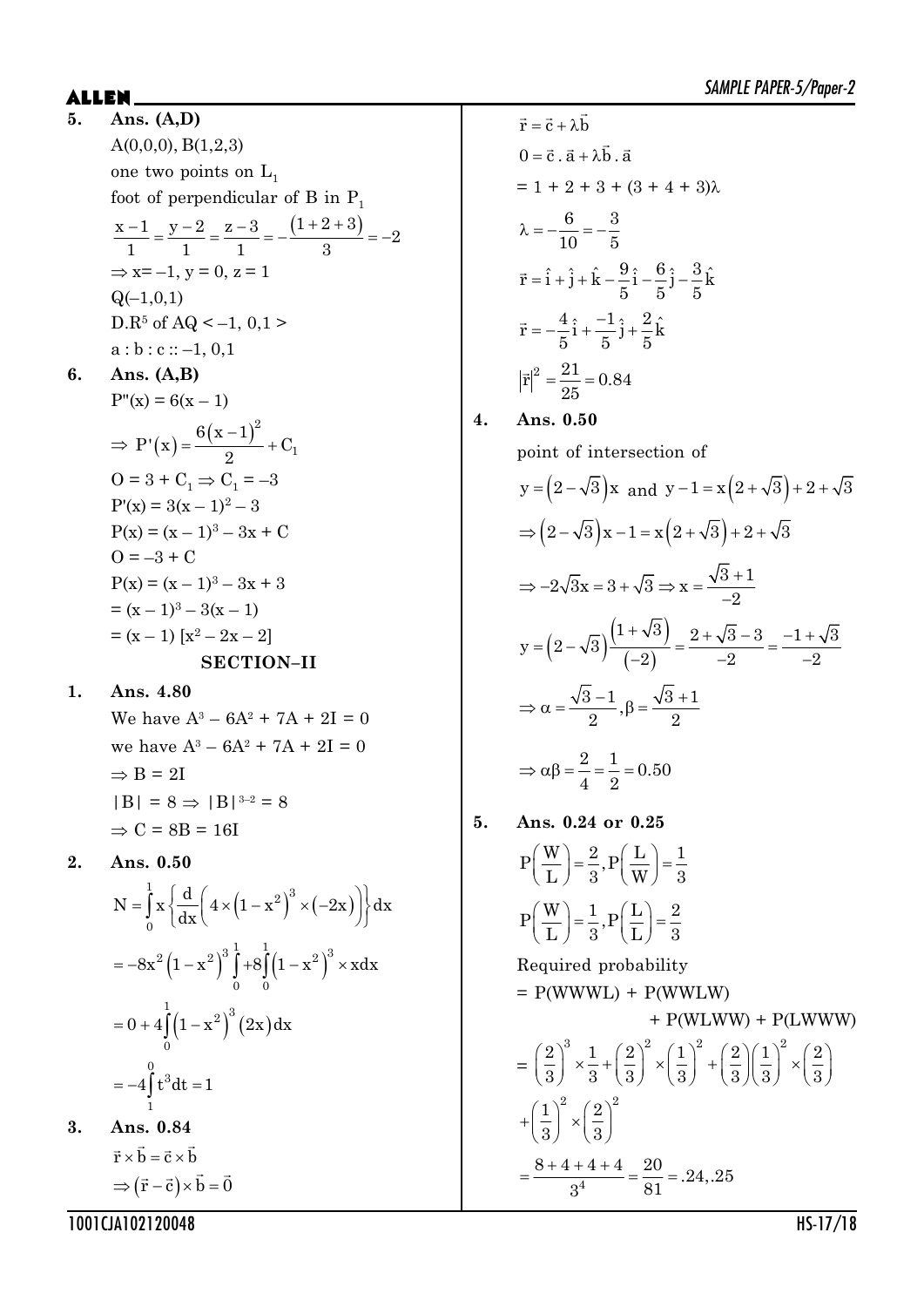**5. Ans. (A,D)**

A(0,0,0), B(1,2,3)

one two points on $L_1$

foot of perpendicular of B in $P_1$

$$\frac{x-1}{1}=\frac{y-2}{1}=\frac{z-3}{1}=-\frac{(1+2+3)}{3}=-2$$

$\Rightarrow x=-1,\ y=0,\ z=1$

Q(–1,0,1)

D.R[5] of AQ < –1, 0,1 >

a : b : c :: –1, 0,1

**6. Ans. (A,B)**

$P''(x) = 6(x-1)$

$\Rightarrow P'(x)=\frac{6(x-1)^2}{2}+C_1$

$O = 3 + C_1 \Rightarrow C_1 = -3$

$P'(x) = 3(x-1)^2 - 3$

$P(x) = (x-1)^3 - 3x + C$

$O = -3 + C$

$P(x) = (x-1)^3 - 3x + 3$

$= (x-1)^3 - 3(x-1)$

$= (x-1)\,[x^2 - 2x - 2]$

## SECTION–II

**1. Ans. 4.80**

We have $A^3 - 6A^2 + 7A + 2I = 0$

we have $A^3 - 6A^2 + 7A + 2I = 0$

$\Rightarrow B = 2I$

$|B| = 8 \Rightarrow |B|^{3-2} = 8$

$\Rightarrow C = 8B = 16I$

**2. Ans. 0.50**

$$N=\int_0^1 x\left\{\frac{d}{dx}\left(4\times\left(1-x^2\right)^3\times(-2x)\right)\right\}dx$$

$$=-8x^2\left(1-x^2\right)^3\Big|_0^1+8\int_0^1\left(1-x^2\right)^3\times x\,dx$$

$$=0+4\int_0^1\left(1-x^2\right)^3(2x)\,dx$$

$$=-4\int_1^0 t^3\,dt=1$$

**3. Ans. 0.84**

$\vec{r}\times\vec{b}=\vec{c}\times\vec{b}$

$\Rightarrow(\vec{r}-\vec{c})\times\vec{b}=\vec{0}$

$\vec{r}=\vec{c}+\lambda\vec{b}$

$0=\vec{c}\cdot\vec{a}+\lambda\vec{b}\cdot\vec{a}$

$= 1 + 2 + 3 + (3 + 4 + 3)\lambda$

$\lambda=-\frac{6}{10}=-\frac{3}{5}$

$\vec{r}=\hat{i}+\hat{j}+\hat{k}-\frac{9}{5}\hat{i}-\frac{6}{5}\hat{j}-\frac{3}{5}\hat{k}$

$\vec{r}=-\frac{4}{5}\hat{i}+\frac{-1}{5}\hat{j}+\frac{2}{5}\hat{k}$

$|\vec{r}|^2=\frac{21}{25}=0.84$

**4. Ans. 0.50**

point of intersection of

$y=\left(2-\sqrt{3}\right)x$ and $y-1=x\left(2+\sqrt{3}\right)+2+\sqrt{3}$

$\Rightarrow\left(2-\sqrt{3}\right)x-1=x\left(2+\sqrt{3}\right)+2+\sqrt{3}$

$\Rightarrow -2\sqrt{3}x=3+\sqrt{3}\Rightarrow x=\frac{\sqrt{3}+1}{-2}$

$y=\left(2-\sqrt{3}\right)\frac{\left(1+\sqrt{3}\right)}{(-2)}=\frac{2+\sqrt{3}-3}{-2}=\frac{-1+\sqrt{3}}{-2}$

$\Rightarrow\alpha=\frac{\sqrt{3}-1}{2},\ \beta=\frac{\sqrt{3}+1}{2}$

$\Rightarrow\alpha\beta=\frac{2}{4}=\frac{1}{2}=0.50$

**5. Ans. 0.24 or 0.25**

$P\left(\frac{W}{L}\right)=\frac{2}{3},\ P\left(\frac{L}{W}\right)=\frac{1}{3}$

$P\left(\frac{W}{L}\right)=\frac{1}{3},\ P\left(\frac{L}{L}\right)=\frac{2}{3}$

Required probability

= P(WWWL) + P(WWLW) + P(WLWW) + P(LWWW)

$$=\left(\frac{2}{3}\right)^3\times\frac{1}{3}+\left(\frac{2}{3}\right)^2\times\left(\frac{1}{3}\right)^2+\left(\frac{2}{3}\right)\left(\frac{1}{3}\right)^2\times\left(\frac{2}{3}\right)+\left(\frac{1}{3}\right)^2\times\left(\frac{2}{3}\right)^2$$

$$=\frac{8+4+4+4}{3^4}=\frac{20}{81}=.24,.25$$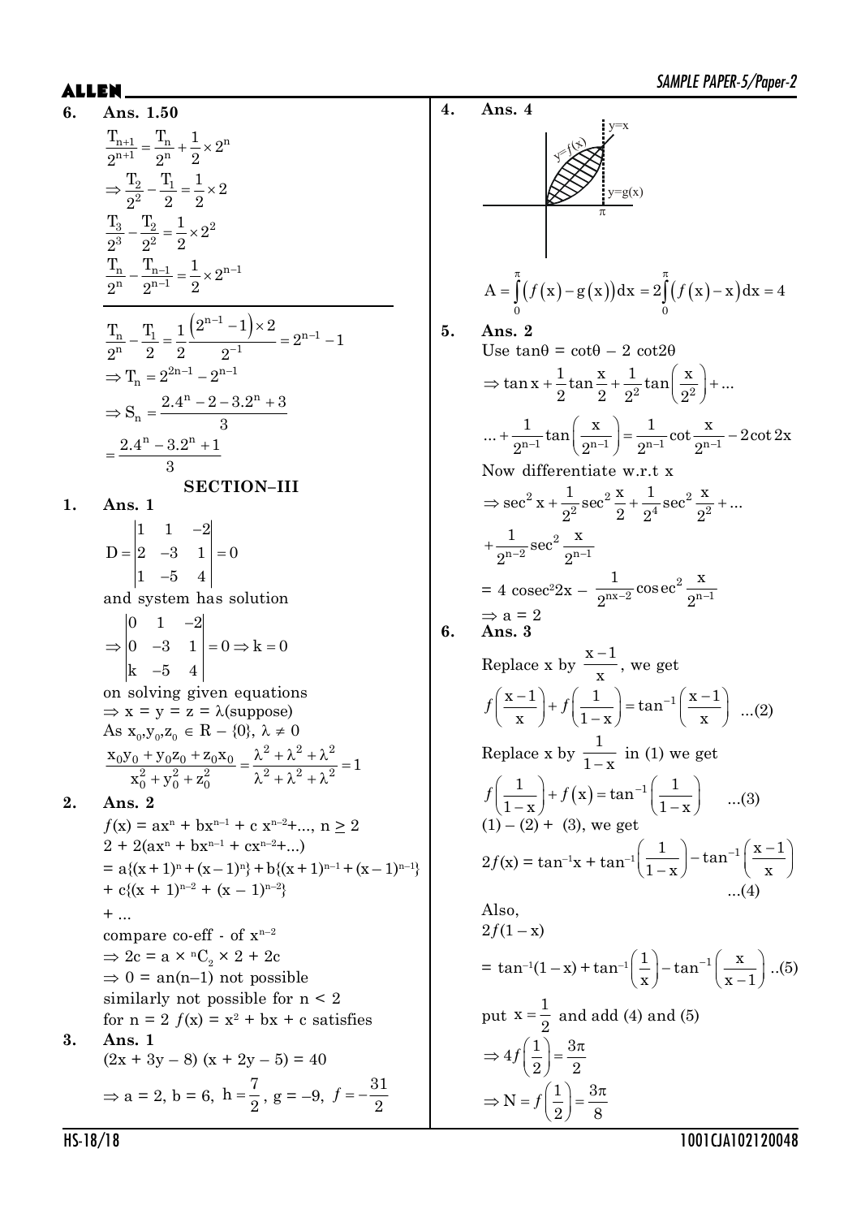**6. Ans. 1.50**

$$\frac{T_{n+1}}{2^{n+1}} = \frac{T_n}{2^n} + \frac{1}{2} \times 2^n$$

$$\Rightarrow \frac{T_2}{2^2} - \frac{T_1}{2} = \frac{1}{2} \times 2$$

$$\frac{T_3}{2^3} - \frac{T_2}{2^2} = \frac{1}{2} \times 2^2$$

$$\frac{T_n}{2^n} - \frac{T_{n-1}}{2^{n-1}} = \frac{1}{2} \times 2^{n-1}$$

$$\frac{T_n}{2^n} - \frac{T_1}{2} = \frac{1}{2}\frac{\left(2^{n-1}-1\right)\times 2}{2^{-1}} = 2^{n-1} - 1$$

$$\Rightarrow T_n = 2^{2n-1} - 2^{n-1}$$

$$\Rightarrow S_n = \frac{2.4^n - 2 - 3.2^n + 3}{3}$$

$$= \frac{2.4^n - 3.2^n + 1}{3}$$

## SECTION–III

**1. Ans. 1**

$$D = \begin{vmatrix} 1 & 1 & -2 \\ 2 & -3 & 1 \\ 1 & -5 & 4 \end{vmatrix} = 0$$

and system has solution

$$\Rightarrow \begin{vmatrix} 0 & 1 & -2 \\ 0 & -3 & 1 \\ k & -5 & 4 \end{vmatrix} = 0 \Rightarrow k = 0$$

on solving given equations

$\Rightarrow x = y = z = \lambda$(suppose)

As $x_0, y_0, z_0 \in R - \{0\}$, $\lambda \neq 0$

$$\frac{x_0y_0 + y_0z_0 + z_0x_0}{x_0^2 + y_0^2 + z_0^2} = \frac{\lambda^2 + \lambda^2 + \lambda^2}{\lambda^2 + \lambda^2 + \lambda^2} = 1$$

**2. Ans. 2**

$f(x) = ax^n + bx^{n-1} + c\, x^{n-2} + ..., n \geq 2$

$2 + 2(ax^n + bx^{n-1} + cx^{n-2} + ...)$

$= a\{(x+1)^n + (x-1)^n\} + b\{(x+1)^{n-1} + (x-1)^{n-1}\}$

$+ c\{(x+1)^{n-2} + (x-1)^{n-2}\}$

$+ ...$

compare co-eff - of $x^{n-2}$

$\Rightarrow 2c = a \times {}^nC_2 \times 2 + 2c$

$\Rightarrow 0 = an(n-1)$ not possible

similarly not possible for $n < 2$

for $n = 2$ $f(x) = x^2 + bx + c$ satisfies

**3. Ans. 1**

$(2x + 3y - 8)(x + 2y - 5) = 40$

$$\Rightarrow a = 2,\ b = 6,\ h = \frac{7}{2},\ g = -9,\ f = -\frac{31}{2}$$

**4. Ans. 4**

y=x

y=f(x)

y=g(x)

π

$$A = \int_0^{\pi}\left(f(x) - g(x)\right)dx = 2\int_0^{\pi}\left(f(x) - x\right)dx = 4$$

**5. Ans. 2**

Use $\tan\theta = \cot\theta - 2\cot 2\theta$

$$\Rightarrow \tan x + \frac{1}{2}\tan\frac{x}{2} + \frac{1}{2^2}\tan\left(\frac{x}{2^2}\right) + ...$$

$$... + \frac{1}{2^{n-1}}\tan\left(\frac{x}{2^{n-1}}\right) = \frac{1}{2^{n-1}}\cot\frac{x}{2^{n-1}} - 2\cot 2x$$

Now differentiate w.r.t x

$$\Rightarrow \sec^2 x + \frac{1}{2^2}\sec^2\frac{x}{2} + \frac{1}{2^4}\sec^2\frac{x}{2^2} + ...$$

$$+ \frac{1}{2^{n-2}}\sec^2\frac{x}{2^{n-1}}$$

$$= 4\,\text{cosec}^2 2x - \frac{1}{2^{nx-2}}\text{cosec}^2\frac{x}{2^{n-1}}$$

$\Rightarrow a = 2$

**6. Ans. 3**

Replace x by $\frac{x-1}{x}$, we get

$$f\left(\frac{x-1}{x}\right) + f\left(\frac{1}{1-x}\right) = \tan^{-1}\left(\frac{x-1}{x}\right) \quad ...(2)$$

Replace x by $\frac{1}{1-x}$ in (1) we get

$$f\left(\frac{1}{1-x}\right) + f(x) = \tan^{-1}\left(\frac{1}{1-x}\right) \quad ...(3)$$

(1) – (2) + (3), we get

$$2f(x) = \tan^{-1}x + \tan^{-1}\left(\frac{1}{1-x}\right) - \tan^{-1}\left(\frac{x-1}{x}\right) \quad ...(4)$$

Also,

$2f(1-x)$

$$= \tan^{-1}(1-x) + \tan^{-1}\left(\frac{1}{x}\right) - \tan^{-1}\left(\frac{x}{x-1}\right) \quad ..(5)$$

put $x = \frac{1}{2}$ and add (4) and (5)

$$\Rightarrow 4f\left(\frac{1}{2}\right) = \frac{3\pi}{2}$$

$$\Rightarrow N = f\left(\frac{1}{2}\right) = \frac{3\pi}{8}$$